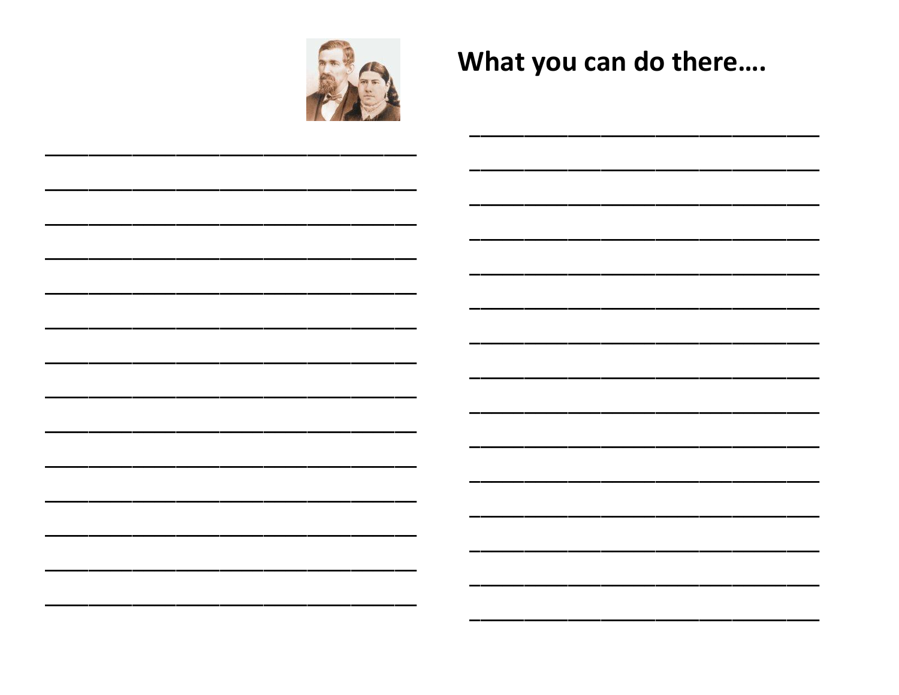## What you can do there….

______________________________

______________________________

______________________________

______________________________

______________________________

______________________________

______________________________

______________________________

______________________________

______________________________

______________________________

______________________________

______________________________

______________________________

______________________________

______________________________

______________________________

______________________________

______________________________

______________________________

______________________________

______________________________

______________________________

______________________________

______________________________

______________________________

______________________________

______________________________

______________________________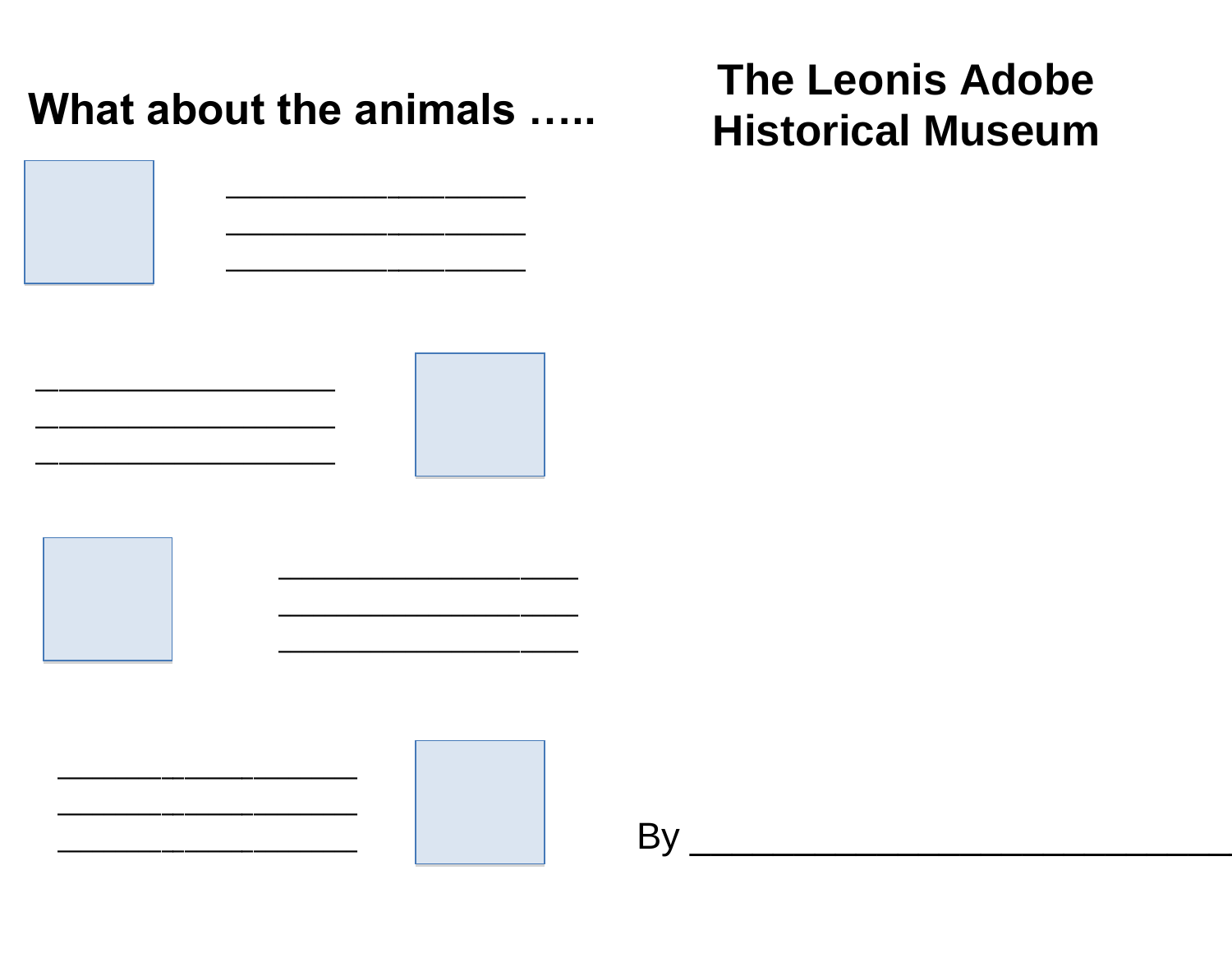## What about the animals …..

________________
________________
________________

________________
________________
________________

________________
________________
________________

________________
________________
________________

# The Leonis Adobe Historical Museum

By ____________________________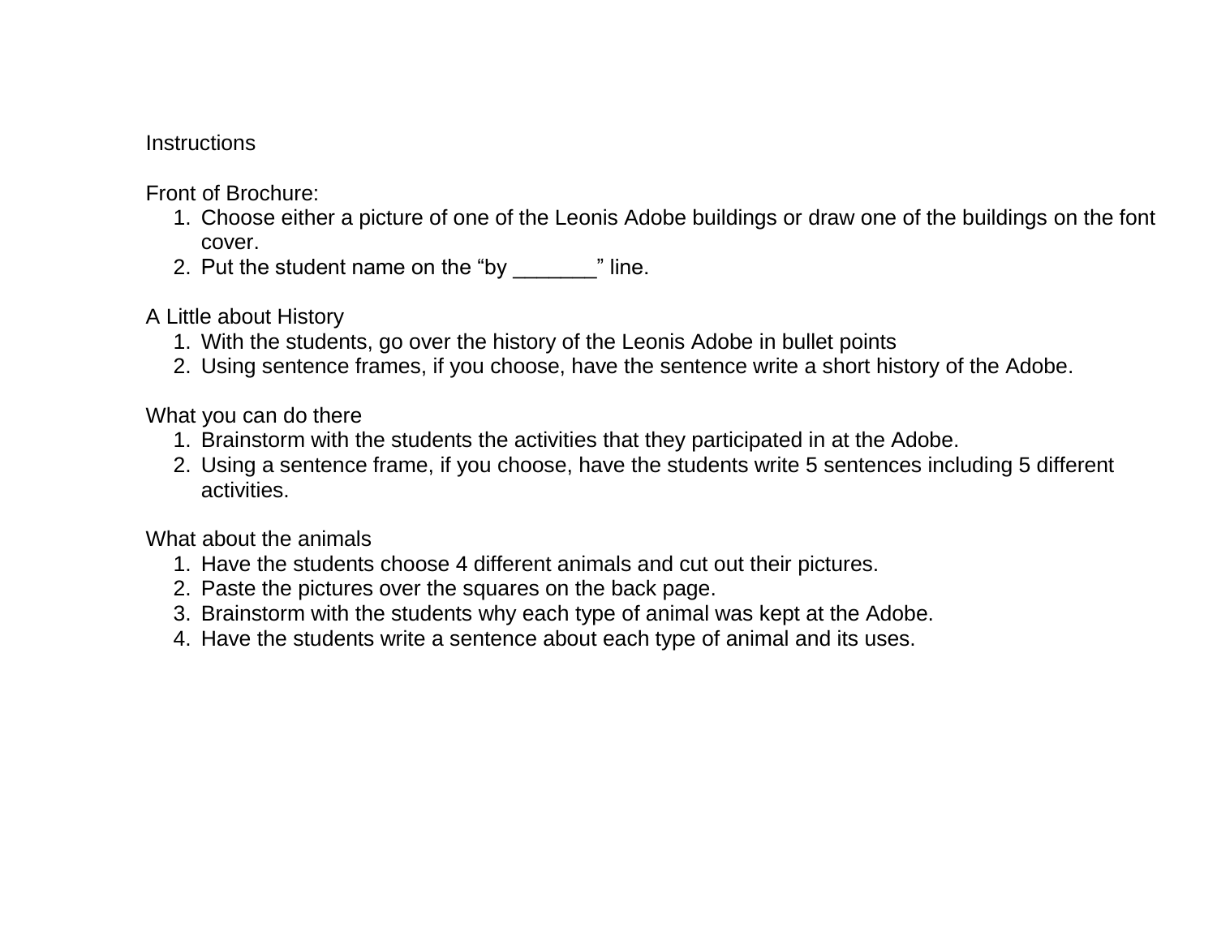Instructions

Front of Brochure:

1. Choose either a picture of one of the Leonis Adobe buildings or draw one of the buildings on the font cover.
2. Put the student name on the "by _______" line.

A Little about History

1. With the students, go over the history of the Leonis Adobe in bullet points
2. Using sentence frames, if you choose, have the sentence write a short history of the Adobe.

What you can do there

1. Brainstorm with the students the activities that they participated in at the Adobe.
2. Using a sentence frame, if you choose, have the students write 5 sentences including 5 different activities.

What about the animals

1. Have the students choose 4 different animals and cut out their pictures.
2. Paste the pictures over the squares on the back page.
3. Brainstorm with the students why each type of animal was kept at the Adobe.
4. Have the students write a sentence about each type of animal and its uses.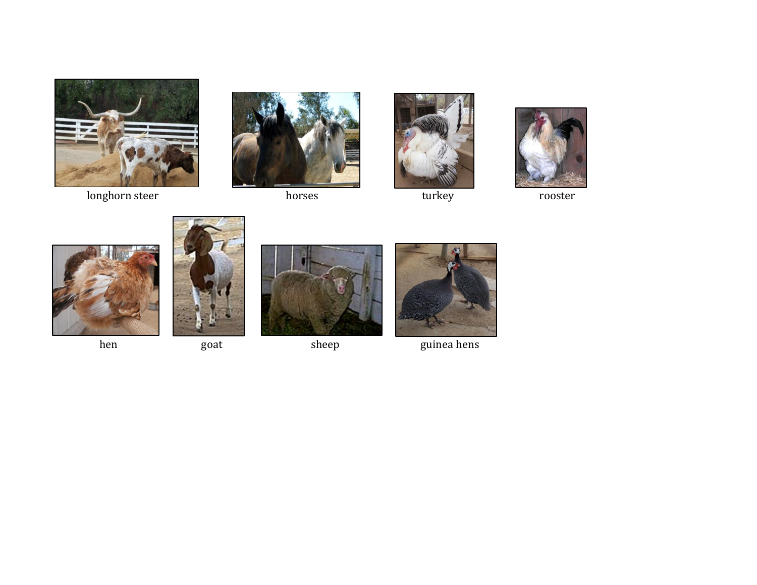longhorn steer

horses

turkey

rooster

hen

goat

sheep

guinea hens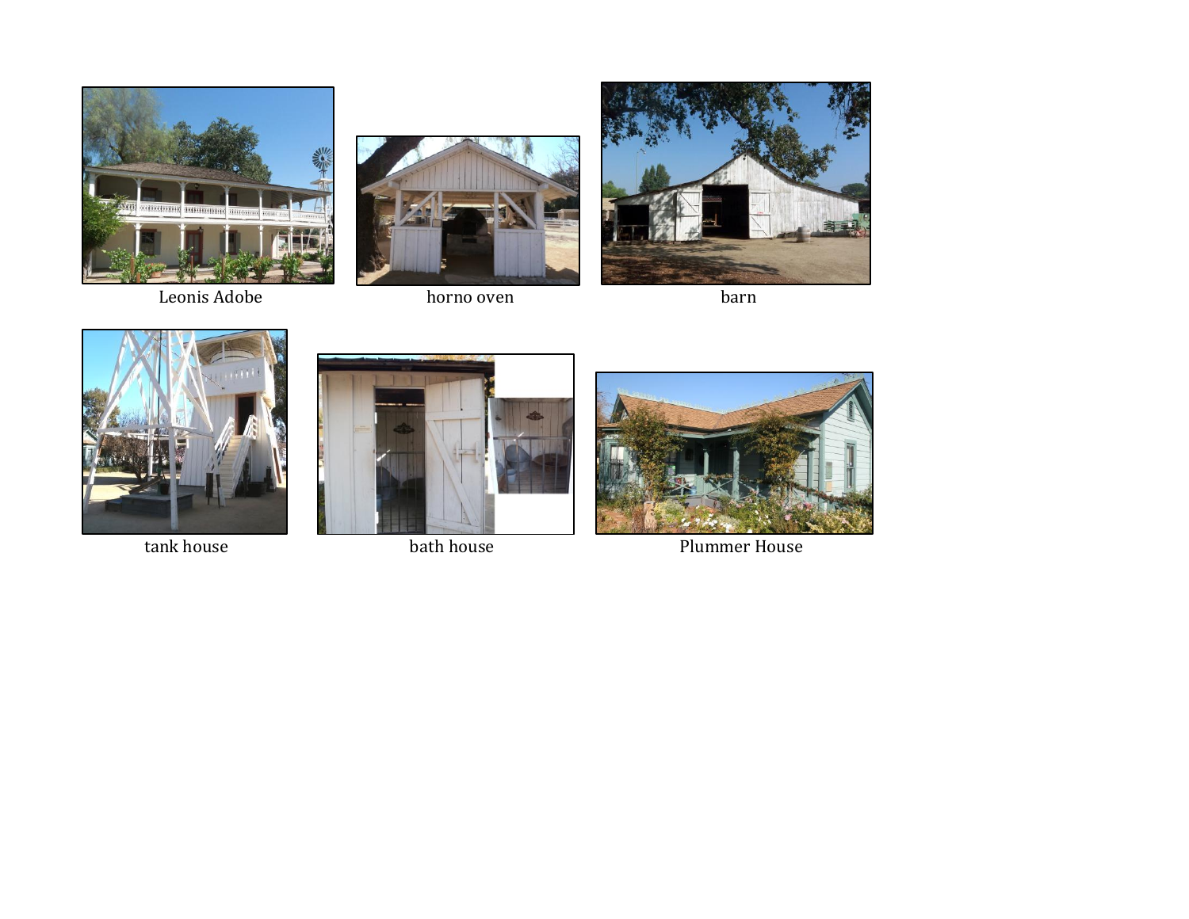Leonis Adobe

horno oven

barn

tank house

bath house

Plummer House